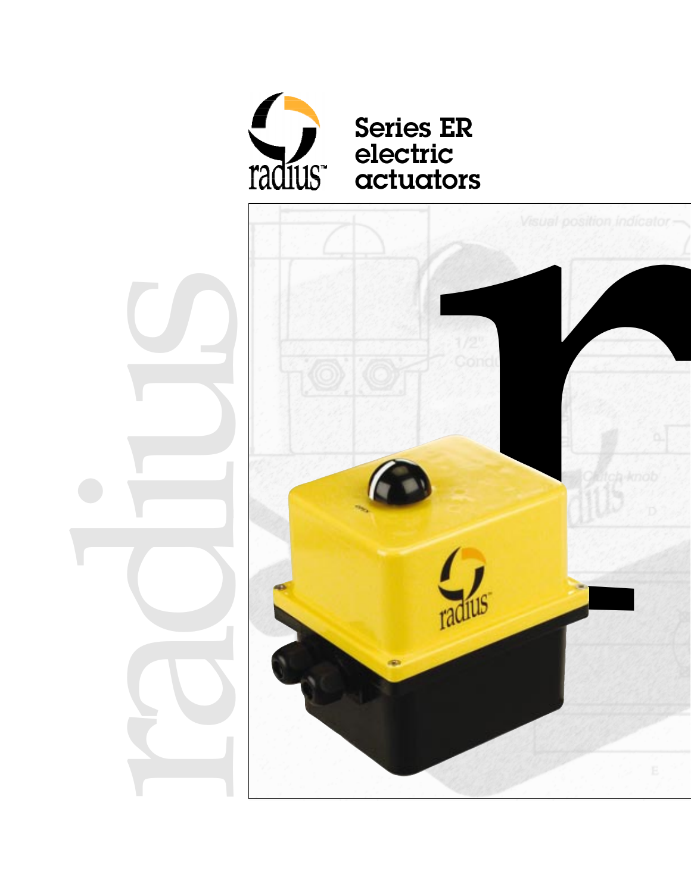# Series ER electric actuators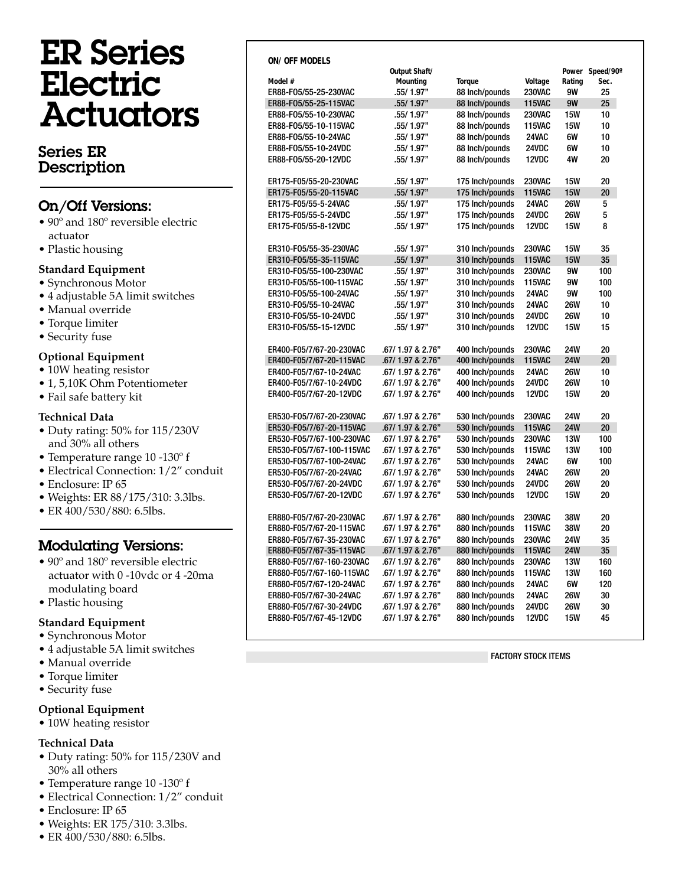# ER Series Electric Actuators

## Series ER Description

### On/Off Versions:

- 90º and 180º reversible electric actuator
- Plastic housing

#### Standard Equipment

- Synchronous Motor
- 4 adjustable 5A limit switches
- Manual override
- Torque limiter
- Security fuse

#### Optional Equipment

- 10W heating resistor
- 1, 5,10K Ohm Potentiometer
- Fail safe battery kit

#### Technical Data

- Duty rating: 50% for 115/230V and 30% all others
- Temperature range 10 -130º f
- Electrical Connection: 1/2″ conduit
- Enclosure: IP 65
- Weights: ER 88/175/310: 3.3lbs.
- ER 400/530/880: 6.5lbs.

### Modulating Versions:

- 90º and 180º reversible electric actuator with 0 -10vdc or 4 -20ma modulating board
- Plastic housing

#### Standard Equipment

- Synchronous Motor
- 4 adjustable 5A limit switches
- Manual override
- Torque limiter
- Security fuse

#### Optional Equipment

- 10W heating resistor

#### Technical Data

- Duty rating: 50% for 115/230V and 30% all others
- Temperature range 10 -130º f
- Electrical Connection: 1/2″ conduit
- Enclosure: IP 65
- Weights: ER 175/310: 3.3lbs.
- ER 400/530/880: 6.5lbs.

**ON/ OFF MODELS**

| Model # | Output Shaft/ Mounting | Torque | Voltage | Power Rating | Speed/90º Sec. |
|---|---|---|---|---|---|
| ER88-F05/55-25-230VAC | .55/ 1.97" | 88 Inch/pounds | 230VAC | 9W | 25 |
| ER88-F05/55-25-115VAC | .55/ 1.97" | 88 Inch/pounds | 115VAC | 9W | 25 |
| ER88-F05/55-10-230VAC | .55/ 1.97" | 88 Inch/pounds | 230VAC | 15W | 10 |
| ER88-F05/55-10-115VAC | .55/ 1.97" | 88 Inch/pounds | 115VAC | 15W | 10 |
| ER88-F05/55-10-24VAC | .55/ 1.97" | 88 Inch/pounds | 24VAC | 6W | 10 |
| ER88-F05/55-10-24VDC | .55/ 1.97" | 88 Inch/pounds | 24VDC | 6W | 10 |
| ER88-F05/55-20-12VDC | .55/ 1.97" | 88 Inch/pounds | 12VDC | 4W | 20 |
| ER175-F05/55-20-230VAC | .55/ 1.97" | 175 Inch/pounds | 230VAC | 15W | 20 |
| ER175-F05/55-20-115VAC | .55/ 1.97" | 175 Inch/pounds | 115VAC | 15W | 20 |
| ER175-F05/55-5-24VAC | .55/ 1.97" | 175 Inch/pounds | 24VAC | 26W | 5 |
| ER175-F05/55-5-24VDC | .55/ 1.97" | 175 Inch/pounds | 24VDC | 26W | 5 |
| ER175-F05/55-8-12VDC | .55/ 1.97" | 175 Inch/pounds | 12VDC | 15W | 8 |
| ER310-F05/55-35-230VAC | .55/ 1.97" | 310 Inch/pounds | 230VAC | 15W | 35 |
| ER310-F05/55-35-115VAC | .55/ 1.97" | 310 Inch/pounds | 115VAC | 15W | 35 |
| ER310-F05/55-100-230VAC | .55/ 1.97" | 310 Inch/pounds | 230VAC | 9W | 100 |
| ER310-F05/55-100-115VAC | .55/ 1.97" | 310 Inch/pounds | 115VAC | 9W | 100 |
| ER310-F05/55-100-24VAC | .55/ 1.97" | 310 Inch/pounds | 24VAC | 9W | 100 |
| ER310-F05/55-10-24VAC | .55/ 1.97" | 310 Inch/pounds | 24VAC | 26W | 10 |
| ER310-F05/55-10-24VDC | .55/ 1.97" | 310 Inch/pounds | 24VDC | 26W | 10 |
| ER310-F05/55-15-12VDC | .55/ 1.97" | 310 Inch/pounds | 12VDC | 15W | 15 |
| ER400-F05/7/67-20-230VAC | .67/ 1.97 & 2.76" | 400 Inch/pounds | 230VAC | 24W | 20 |
| ER400-F05/7/67-20-115VAC | .67/ 1.97 & 2.76" | 400 Inch/pounds | 115VAC | 24W | 20 |
| ER400-F05/7/67-10-24VAC | .67/ 1.97 & 2.76" | 400 Inch/pounds | 24VAC | 26W | 10 |
| ER400-F05/7/67-10-24VDC | .67/ 1.97 & 2.76" | 400 Inch/pounds | 24VDC | 26W | 10 |
| ER400-F05/7/67-20-12VDC | .67/ 1.97 & 2.76" | 400 Inch/pounds | 12VDC | 15W | 20 |
| ER530-F05/7/67-20-230VAC | .67/ 1.97 & 2.76" | 530 Inch/pounds | 230VAC | 24W | 20 |
| ER530-F05/7/67-20-115VAC | .67/ 1.97 & 2.76" | 530 Inch/pounds | 115VAC | 24W | 20 |
| ER530-F05/7/67-100-230VAC | .67/ 1.97 & 2.76" | 530 Inch/pounds | 230VAC | 13W | 100 |
| ER530-F05/7/67-100-115VAC | .67/ 1.97 & 2.76" | 530 Inch/pounds | 115VAC | 13W | 100 |
| ER530-F05/7/67-100-24VAC | .67/ 1.97 & 2.76" | 530 Inch/pounds | 24VAC | 6W | 100 |
| ER530-F05/7/67-20-24VAC | .67/ 1.97 & 2.76" | 530 Inch/pounds | 24VAC | 26W | 20 |
| ER530-F05/7/67-20-24VDC | .67/ 1.97 & 2.76" | 530 Inch/pounds | 24VDC | 26W | 20 |
| ER530-F05/7/67-20-12VDC | .67/ 1.97 & 2.76" | 530 Inch/pounds | 12VDC | 15W | 20 |
| ER880-F05/7/67-20-230VAC | .67/ 1.97 & 2.76" | 880 Inch/pounds | 230VAC | 38W | 20 |
| ER880-F05/7/67-20-115VAC | .67/ 1.97 & 2.76" | 880 Inch/pounds | 115VAC | 38W | 20 |
| ER880-F05/7/67-35-230VAC | .67/ 1.97 & 2.76" | 880 Inch/pounds | 230VAC | 24W | 35 |
| ER880-F05/7/67-35-115VAC | .67/ 1.97 & 2.76" | 880 Inch/pounds | 115VAC | 24W | 35 |
| ER880-F05/7/67-160-230VAC | .67/ 1.97 & 2.76" | 880 Inch/pounds | 230VAC | 13W | 160 |
| ER880-F05/7/67-160-115VAC | .67/ 1.97 & 2.76" | 880 Inch/pounds | 115VAC | 13W | 160 |
| ER880-F05/7/67-120-24VAC | .67/ 1.97 & 2.76" | 880 Inch/pounds | 24VAC | 6W | 120 |
| ER880-F05/7/67-30-24VAC | .67/ 1.97 & 2.76" | 880 Inch/pounds | 24VAC | 26W | 30 |
| ER880-F05/7/67-30-24VDC | .67/ 1.97 & 2.76" | 880 Inch/pounds | 24VDC | 26W | 30 |
| ER880-F05/7/67-45-12VDC | .67/ 1.97 & 2.76" | 880 Inch/pounds | 12VDC | 15W | 45 |

FACTORY STOCK ITEMS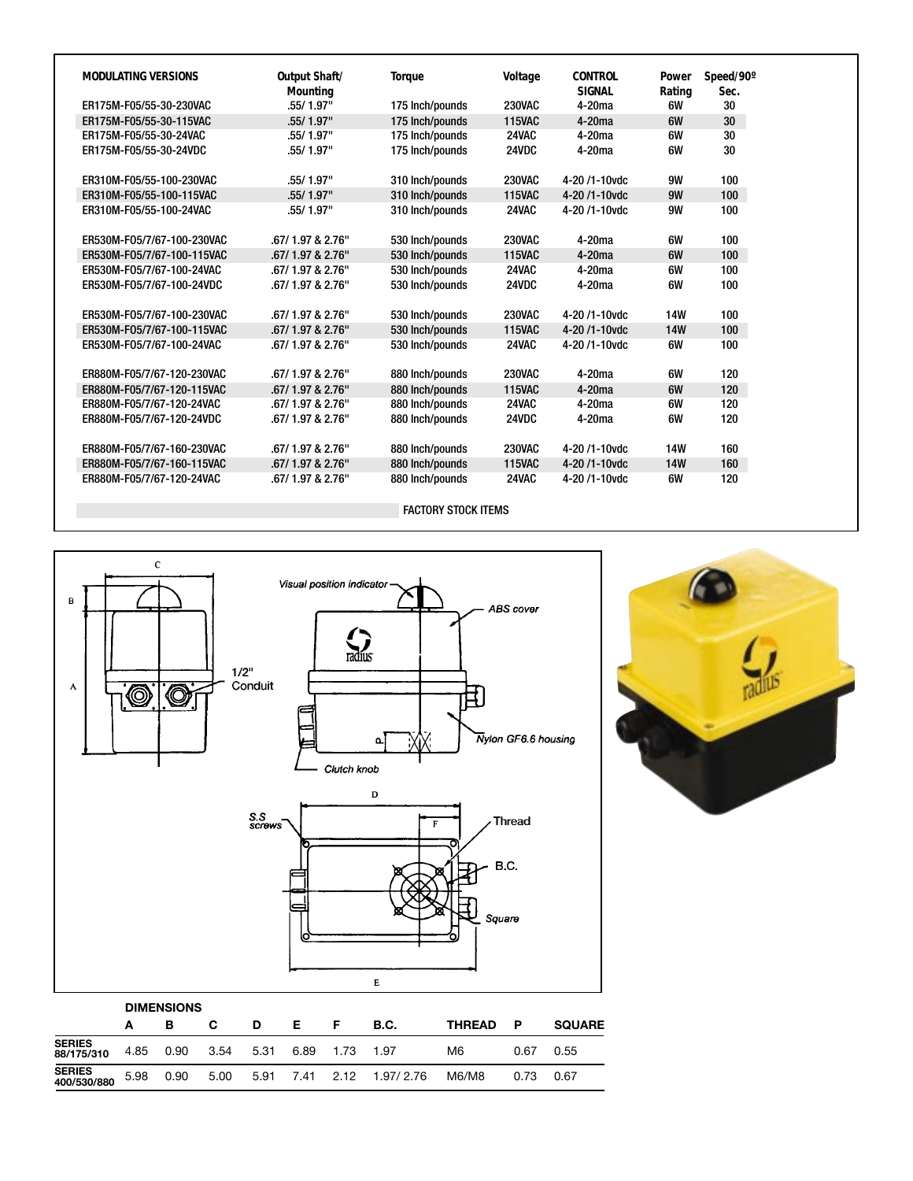| MODULATING VERSIONS | Output Shaft/ Mounting | Torque | Voltage | CONTROL SIGNAL | Power Rating | Speed/90º Sec. |
|---|---|---|---|---|---|---|
| ER175M-F05/55-30-230VAC | .55/ 1.97" | 175 Inch/pounds | 230VAC | 4-20ma | 6W | 30 |
| ER175M-F05/55-30-115VAC | .55/ 1.97" | 175 Inch/pounds | 115VAC | 4-20ma | 6W | 30 |
| ER175M-F05/55-30-24VAC | .55/ 1.97" | 175 Inch/pounds | 24VAC | 4-20ma | 6W | 30 |
| ER175M-F05/55-30-24VDC | .55/ 1.97" | 175 Inch/pounds | 24VDC | 4-20ma | 6W | 30 |
| | | | | | | |
| ER310M-F05/55-100-230VAC | .55/ 1.97" | 310 Inch/pounds | 230VAC | 4-20 /1-10vdc | 9W | 100 |
| ER310M-F05/55-100-115VAC | .55/ 1.97" | 310 Inch/pounds | 115VAC | 4-20 /1-10vdc | 9W | 100 |
| ER310M-F05/55-100-24VAC | .55/ 1.97" | 310 Inch/pounds | 24VAC | 4-20 /1-10vdc | 9W | 100 |
| | | | | | | |
| ER530M-F05/7/67-100-230VAC | .67/ 1.97 & 2.76" | 530 Inch/pounds | 230VAC | 4-20ma | 6W | 100 |
| ER530M-F05/7/67-100-115VAC | .67/ 1.97 & 2.76" | 530 Inch/pounds | 115VAC | 4-20ma | 6W | 100 |
| ER530M-F05/7/67-100-24VAC | .67/ 1.97 & 2.76" | 530 Inch/pounds | 24VAC | 4-20ma | 6W | 100 |
| ER530M-F05/7/67-100-24VDC | .67/ 1.97 & 2.76" | 530 Inch/pounds | 24VDC | 4-20ma | 6W | 100 |
| | | | | | | |
| ER530M-F05/7/67-100-230VAC | .67/ 1.97 & 2.76" | 530 Inch/pounds | 230VAC | 4-20 /1-10vdc | 14W | 100 |
| ER530M-F05/7/67-100-115VAC | .67/ 1.97 & 2.76" | 530 Inch/pounds | 115VAC | 4-20 /1-10vdc | 14W | 100 |
| ER530M-F05/7/67-100-24VAC | .67/ 1.97 & 2.76" | 530 Inch/pounds | 24VAC | 4-20 /1-10vdc | 6W | 100 |
| | | | | | | |
| ER880M-F05/7/67-120-230VAC | .67/ 1.97 & 2.76" | 880 Inch/pounds | 230VAC | 4-20ma | 6W | 120 |
| ER880M-F05/7/67-120-115VAC | .67/ 1.97 & 2.76" | 880 Inch/pounds | 115VAC | 4-20ma | 6W | 120 |
| ER880M-F05/7/67-120-24VAC | .67/ 1.97 & 2.76" | 880 Inch/pounds | 24VAC | 4-20ma | 6W | 120 |
| ER880M-F05/7/67-120-24VDC | .67/ 1.97 & 2.76" | 880 Inch/pounds | 24VDC | 4-20ma | 6W | 120 |
| | | | | | | |
| ER880M-F05/7/67-160-230VAC | .67/ 1.97 & 2.76" | 880 Inch/pounds | 230VAC | 4-20 /1-10vdc | 14W | 160 |
| ER880M-F05/7/67-160-115VAC | .67/ 1.97 & 2.76" | 880 Inch/pounds | 115VAC | 4-20 /1-10vdc | 14W | 160 |
| ER880M-F05/7/67-120-24VAC | .67/ 1.97 & 2.76" | 880 Inch/pounds | 24VAC | 4-20 /1-10vdc | 6W | 120 |

FACTORY STOCK ITEMS

Visual position indicator

ABS cover

1/2" Conduit

Nylon GF6.6 housing

Clutch knob

S.S screws

Thread

B.C.

Square

**DIMENSIONS**

| | A | B | C | D | E | F | B.C. | THREAD | P | SQUARE |
|---|---|---|---|---|---|---|---|---|---|---|
| **SERIES 88/175/310** | 4.85 | 0.90 | 3.54 | 5.31 | 6.89 | 1.73 | 1.97 | M6 | 0.67 | 0.55 |
| **SERIES 400/530/880** | 5.98 | 0.90 | 5.00 | 5.91 | 7.41 | 2.12 | 1.97/ 2.76 | M6/M8 | 0.73 | 0.67 |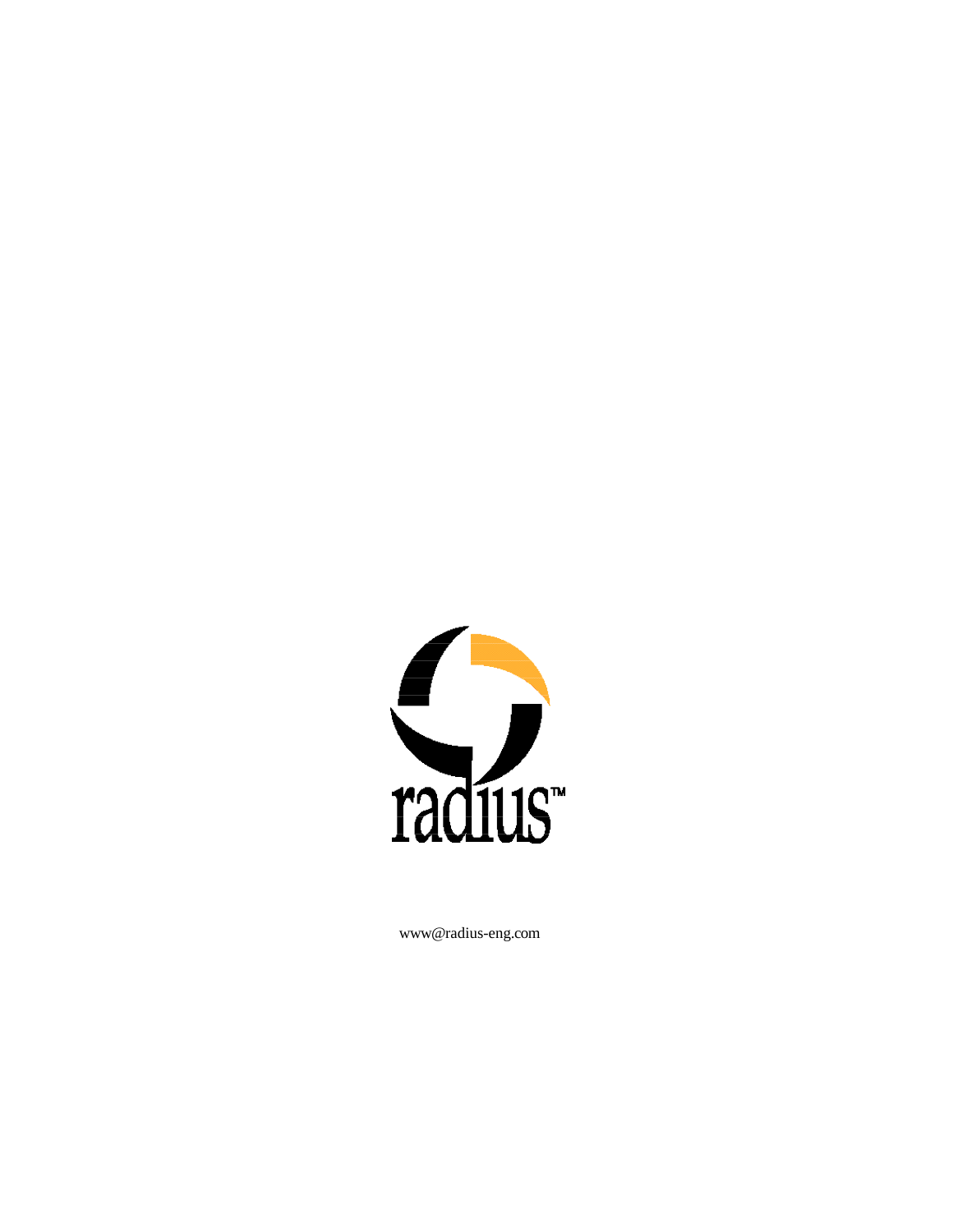radius™

www@radius-eng.com